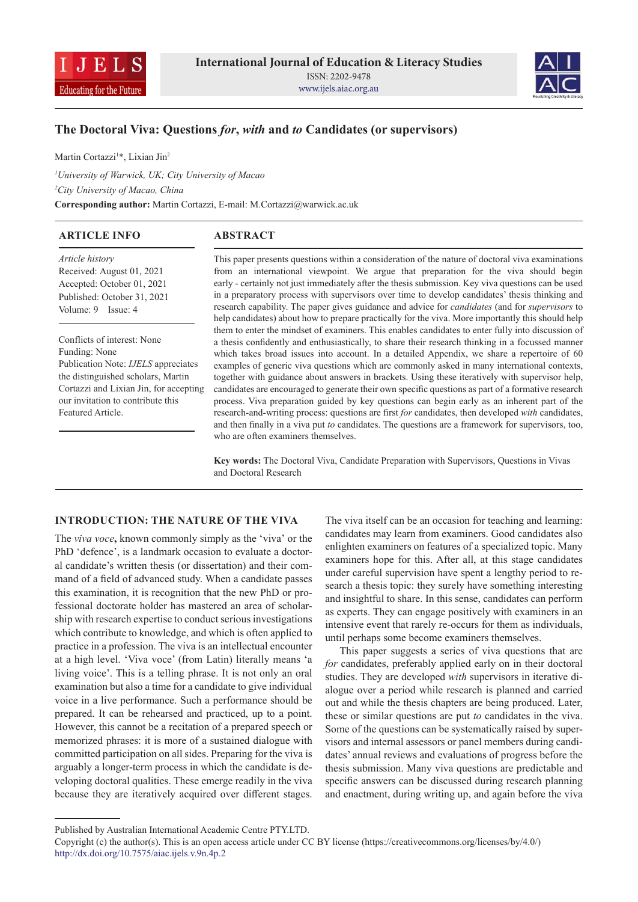# The Doctoral Viva: Questions *for*, *with* and *to* Candidates (or supervisors)

Martin Cortazzi[1]*, Lixian Jin[2]

[1]*University of Warwick, UK; City University of Macao*

[2]*City University of Macao, China*

**Corresponding author:** Martin Cortazzi, E-mail: M.Cortazzi@warwick.ac.uk

## ARTICLE INFO

*Article history*
Received: August 01, 2021
Accepted: October 01, 2021
Published: October 31, 2021
Volume: 9 Issue: 4

Conflicts of interest: None
Funding: None
Publication Note: *IJELS* appreciates the distinguished scholars, Martin Cortazzi and Lixian Jin, for accepting our invitation to contribute this Featured Article.

## ABSTRACT

This paper presents questions within a consideration of the nature of doctoral viva examinations from an international viewpoint. We argue that preparation for the viva should begin early - certainly not just immediately after the thesis submission. Key viva questions can be used in a preparatory process with supervisors over time to develop candidates' thesis thinking and research capability. The paper gives guidance and advice for *candidates* (and for *supervisors* to help candidates) about how to prepare practically for the viva. More importantly this should help them to enter the mindset of examiners. This enables candidates to enter fully into discussion of a thesis confidently and enthusiastically, to share their research thinking in a focussed manner which takes broad issues into account. In a detailed Appendix, we share a repertoire of 60 examples of generic viva questions which are commonly asked in many international contexts, together with guidance about answers in brackets. Using these iteratively with supervisor help, candidates are encouraged to generate their own specific questions as part of a formative research process. Viva preparation guided by key questions can begin early as an inherent part of the research-and-writing process: questions are first *for* candidates, then developed *with* candidates, and then finally in a viva put *to* candidates. The questions are a framework for supervisors, too, who are often examiners themselves.

**Key words:** The Doctoral Viva, Candidate Preparation with Supervisors, Questions in Vivas and Doctoral Research

## INTRODUCTION: THE NATURE OF THE VIVA

The *viva voce***,** known commonly simply as the 'viva' or the PhD 'defence', is a landmark occasion to evaluate a doctoral candidate's written thesis (or dissertation) and their command of a field of advanced study. When a candidate passes this examination, it is recognition that the new PhD or professional doctorate holder has mastered an area of scholarship with research expertise to conduct serious investigations which contribute to knowledge, and which is often applied to practice in a profession. The viva is an intellectual encounter at a high level. 'Viva voce' (from Latin) literally means 'a living voice'. This is a telling phrase. It is not only an oral examination but also a time for a candidate to give individual voice in a live performance. Such a performance should be prepared. It can be rehearsed and practiced, up to a point. However, this cannot be a recitation of a prepared speech or memorized phrases: it is more of a sustained dialogue with committed participation on all sides. Preparing for the viva is arguably a longer-term process in which the candidate is developing doctoral qualities. These emerge readily in the viva because they are iteratively acquired over different stages.

The viva itself can be an occasion for teaching and learning: candidates may learn from examiners. Good candidates also enlighten examiners on features of a specialized topic. Many examiners hope for this. After all, at this stage candidates under careful supervision have spent a lengthy period to research a thesis topic: they surely have something interesting and insightful to share. In this sense, candidates can perform as experts. They can engage positively with examiners in an intensive event that rarely re-occurs for them as individuals, until perhaps some become examiners themselves.

This paper suggests a series of viva questions that are *for* candidates, preferably applied early on in their doctoral studies. They are developed *with* supervisors in iterative dialogue over a period while research is planned and carried out and while the thesis chapters are being produced. Later, these or similar questions are put *to* candidates in the viva. Some of the questions can be systematically raised by supervisors and internal assessors or panel members during candidates' annual reviews and evaluations of progress before the thesis submission. Many viva questions are predictable and specific answers can be discussed during research planning and enactment, during writing up, and again before the viva

Published by Australian International Academic Centre PTY.LTD.
Copyright (c) the author(s). This is an open access article under CC BY license (https://creativecommons.org/licenses/by/4.0/)
http://dx.doi.org/10.7575/aiac.ijels.v.9n.4p.2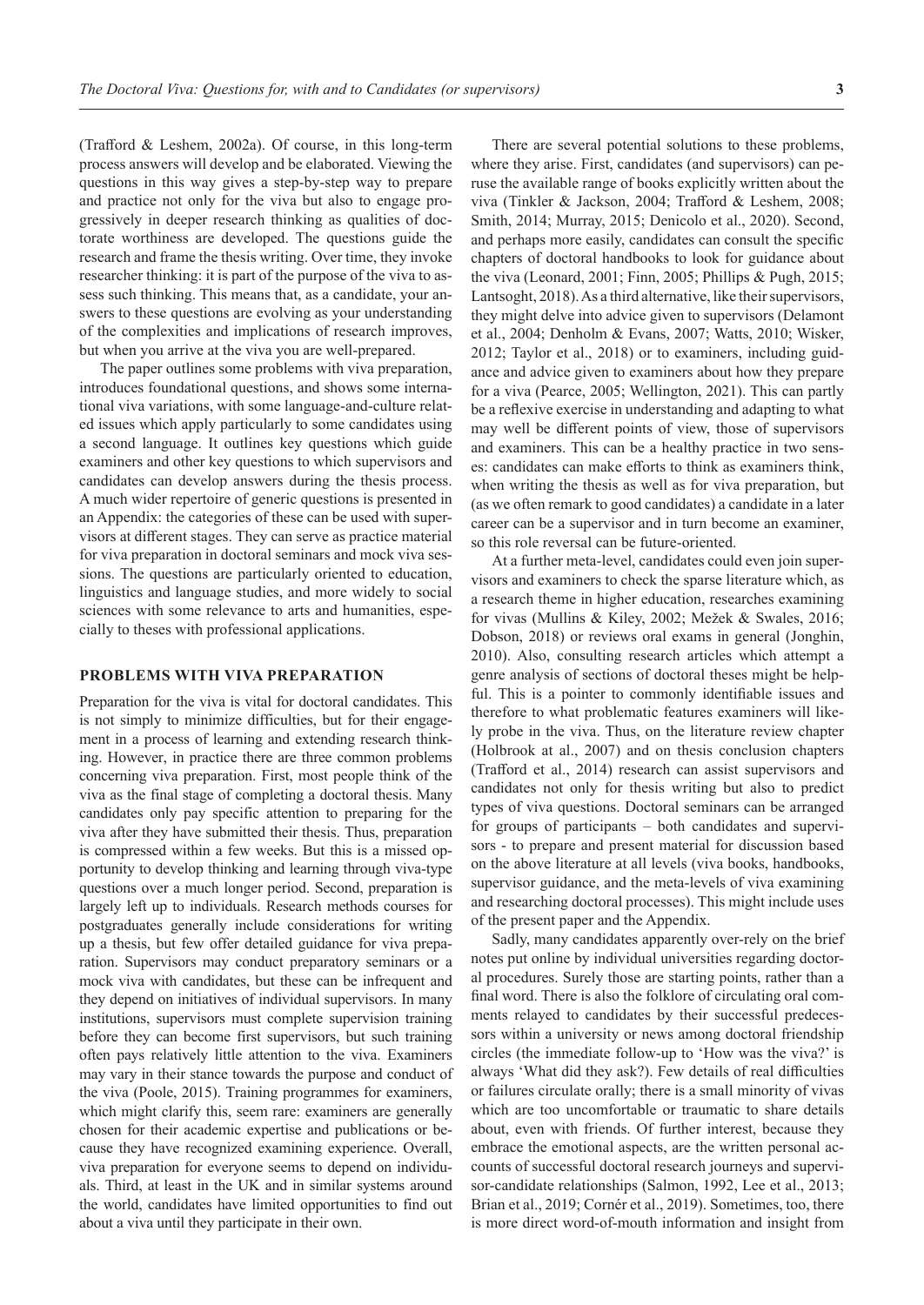(Trafford & Leshem, 2002a). Of course, in this long-term process answers will develop and be elaborated. Viewing the questions in this way gives a step-by-step way to prepare and practice not only for the viva but also to engage progressively in deeper research thinking as qualities of doctorate worthiness are developed. The questions guide the research and frame the thesis writing. Over time, they invoke researcher thinking: it is part of the purpose of the viva to assess such thinking. This means that, as a candidate, your answers to these questions are evolving as your understanding of the complexities and implications of research improves, but when you arrive at the viva you are well-prepared.

The paper outlines some problems with viva preparation, introduces foundational questions, and shows some international viva variations, with some language-and-culture related issues which apply particularly to some candidates using a second language. It outlines key questions which guide examiners and other key questions to which supervisors and candidates can develop answers during the thesis process. A much wider repertoire of generic questions is presented in an Appendix: the categories of these can be used with supervisors at different stages. They can serve as practice material for viva preparation in doctoral seminars and mock viva sessions. The questions are particularly oriented to education, linguistics and language studies, and more widely to social sciences with some relevance to arts and humanities, especially to theses with professional applications.

## PROBLEMS WITH VIVA PREPARATION

Preparation for the viva is vital for doctoral candidates. This is not simply to minimize difficulties, but for their engagement in a process of learning and extending research thinking. However, in practice there are three common problems concerning viva preparation. First, most people think of the viva as the final stage of completing a doctoral thesis. Many candidates only pay specific attention to preparing for the viva after they have submitted their thesis. Thus, preparation is compressed within a few weeks. But this is a missed opportunity to develop thinking and learning through viva-type questions over a much longer period. Second, preparation is largely left up to individuals. Research methods courses for postgraduates generally include considerations for writing up a thesis, but few offer detailed guidance for viva preparation. Supervisors may conduct preparatory seminars or a mock viva with candidates, but these can be infrequent and they depend on initiatives of individual supervisors. In many institutions, supervisors must complete supervision training before they can become first supervisors, but such training often pays relatively little attention to the viva. Examiners may vary in their stance towards the purpose and conduct of the viva (Poole, 2015). Training programmes for examiners, which might clarify this, seem rare: examiners are generally chosen for their academic expertise and publications or because they have recognized examining experience. Overall, viva preparation for everyone seems to depend on individuals. Third, at least in the UK and in similar systems around the world, candidates have limited opportunities to find out about a viva until they participate in their own.

There are several potential solutions to these problems, where they arise. First, candidates (and supervisors) can peruse the available range of books explicitly written about the viva (Tinkler & Jackson, 2004; Trafford & Leshem, 2008; Smith, 2014; Murray, 2015; Denicolo et al., 2020). Second, and perhaps more easily, candidates can consult the specific chapters of doctoral handbooks to look for guidance about the viva (Leonard, 2001; Finn, 2005; Phillips & Pugh, 2015; Lantsoght, 2018). As a third alternative, like their supervisors, they might delve into advice given to supervisors (Delamont et al., 2004; Denholm & Evans, 2007; Watts, 2010; Wisker, 2012; Taylor et al., 2018) or to examiners, including guidance and advice given to examiners about how they prepare for a viva (Pearce, 2005; Wellington, 2021). This can partly be a reflexive exercise in understanding and adapting to what may well be different points of view, those of supervisors and examiners. This can be a healthy practice in two senses: candidates can make efforts to think as examiners think, when writing the thesis as well as for viva preparation, but (as we often remark to good candidates) a candidate in a later career can be a supervisor and in turn become an examiner, so this role reversal can be future-oriented.

At a further meta-level, candidates could even join supervisors and examiners to check the sparse literature which, as a research theme in higher education, researches examining for vivas (Mullins & Kiley, 2002; Mežek & Swales, 2016; Dobson, 2018) or reviews oral exams in general (Jonghin, 2010). Also, consulting research articles which attempt a genre analysis of sections of doctoral theses might be helpful. This is a pointer to commonly identifiable issues and therefore to what problematic features examiners will likely probe in the viva. Thus, on the literature review chapter (Holbrook at al., 2007) and on thesis conclusion chapters (Trafford et al., 2014) research can assist supervisors and candidates not only for thesis writing but also to predict types of viva questions. Doctoral seminars can be arranged for groups of participants – both candidates and supervisors - to prepare and present material for discussion based on the above literature at all levels (viva books, handbooks, supervisor guidance, and the meta-levels of viva examining and researching doctoral processes). This might include uses of the present paper and the Appendix.

Sadly, many candidates apparently over-rely on the brief notes put online by individual universities regarding doctoral procedures. Surely those are starting points, rather than a final word. There is also the folklore of circulating oral comments relayed to candidates by their successful predecessors within a university or news among doctoral friendship circles (the immediate follow-up to 'How was the viva?' is always 'What did they ask?). Few details of real difficulties or failures circulate orally; there is a small minority of vivas which are too uncomfortable or traumatic to share details about, even with friends. Of further interest, because they embrace the emotional aspects, are the written personal accounts of successful doctoral research journeys and supervisor-candidate relationships (Salmon, 1992, Lee et al., 2013; Brian et al., 2019; Cornér et al., 2019). Sometimes, too, there is more direct word-of-mouth information and insight from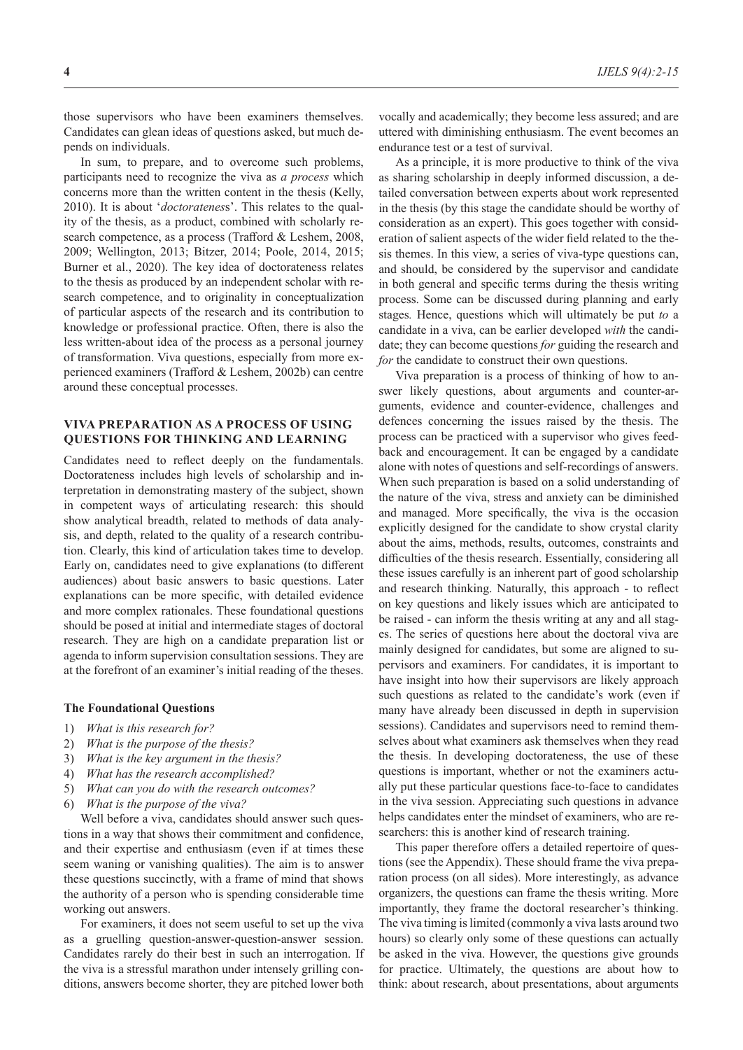those supervisors who have been examiners themselves. Candidates can glean ideas of questions asked, but much depends on individuals.

In sum, to prepare, and to overcome such problems, participants need to recognize the viva as *a process* which concerns more than the written content in the thesis (Kelly, 2010). It is about '*doctorateness*'. This relates to the quality of the thesis, as a product, combined with scholarly research competence, as a process (Trafford & Leshem, 2008, 2009; Wellington, 2013; Bitzer, 2014; Poole, 2014, 2015; Burner et al., 2020). The key idea of doctorateness relates to the thesis as produced by an independent scholar with research competence, and to originality in conceptualization of particular aspects of the research and its contribution to knowledge or professional practice. Often, there is also the less written-about idea of the process as a personal journey of transformation. Viva questions, especially from more experienced examiners (Trafford & Leshem, 2002b) can centre around these conceptual processes.

## VIVA PREPARATION AS A PROCESS OF USING QUESTIONS FOR THINKING AND LEARNING

Candidates need to reflect deeply on the fundamentals. Doctorateness includes high levels of scholarship and interpretation in demonstrating mastery of the subject, shown in competent ways of articulating research: this should show analytical breadth, related to methods of data analysis, and depth, related to the quality of a research contribution. Clearly, this kind of articulation takes time to develop. Early on, candidates need to give explanations (to different audiences) about basic answers to basic questions. Later explanations can be more specific, with detailed evidence and more complex rationales. These foundational questions should be posed at initial and intermediate stages of doctoral research. They are high on a candidate preparation list or agenda to inform supervision consultation sessions. They are at the forefront of an examiner's initial reading of the theses.

### The Foundational Questions

1) *What is this research for?*
2) *What is the purpose of the thesis?*
3) *What is the key argument in the thesis?*
4) *What has the research accomplished?*
5) *What can you do with the research outcomes?*
6) *What is the purpose of the viva?*

Well before a viva, candidates should answer such questions in a way that shows their commitment and confidence, and their expertise and enthusiasm (even if at times these seem waning or vanishing qualities). The aim is to answer these questions succinctly, with a frame of mind that shows the authority of a person who is spending considerable time working out answers.

For examiners, it does not seem useful to set up the viva as a gruelling question-answer-question-answer session. Candidates rarely do their best in such an interrogation. If the viva is a stressful marathon under intensely grilling conditions, answers become shorter, they are pitched lower both vocally and academically; they become less assured; and are uttered with diminishing enthusiasm. The event becomes an endurance test or a test of survival.

As a principle, it is more productive to think of the viva as sharing scholarship in deeply informed discussion, a detailed conversation between experts about work represented in the thesis (by this stage the candidate should be worthy of consideration as an expert). This goes together with consideration of salient aspects of the wider field related to the thesis themes. In this view, a series of viva-type questions can, and should, be considered by the supervisor and candidate in both general and specific terms during the thesis writing process. Some can be discussed during planning and early stages*.* Hence, questions which will ultimately be put *to* a candidate in a viva, can be earlier developed *with* the candidate; they can become questions *for* guiding the research and *for* the candidate to construct their own questions.

Viva preparation is a process of thinking of how to answer likely questions, about arguments and counter-arguments, evidence and counter-evidence, challenges and defences concerning the issues raised by the thesis. The process can be practiced with a supervisor who gives feedback and encouragement. It can be engaged by a candidate alone with notes of questions and self-recordings of answers. When such preparation is based on a solid understanding of the nature of the viva, stress and anxiety can be diminished and managed. More specifically, the viva is the occasion explicitly designed for the candidate to show crystal clarity about the aims, methods, results, outcomes, constraints and difficulties of the thesis research. Essentially, considering all these issues carefully is an inherent part of good scholarship and research thinking. Naturally, this approach - to reflect on key questions and likely issues which are anticipated to be raised - can inform the thesis writing at any and all stages. The series of questions here about the doctoral viva are mainly designed for candidates, but some are aligned to supervisors and examiners. For candidates, it is important to have insight into how their supervisors are likely approach such questions as related to the candidate's work (even if many have already been discussed in depth in supervision sessions). Candidates and supervisors need to remind themselves about what examiners ask themselves when they read the thesis. In developing doctorateness, the use of these questions is important, whether or not the examiners actually put these particular questions face-to-face to candidates in the viva session. Appreciating such questions in advance helps candidates enter the mindset of examiners, who are researchers: this is another kind of research training.

This paper therefore offers a detailed repertoire of questions (see the Appendix). These should frame the viva preparation process (on all sides). More interestingly, as advance organizers, the questions can frame the thesis writing. More importantly, they frame the doctoral researcher's thinking. The viva timing is limited (commonly a viva lasts around two hours) so clearly only some of these questions can actually be asked in the viva. However, the questions give grounds for practice. Ultimately, the questions are about how to think: about research, about presentations, about arguments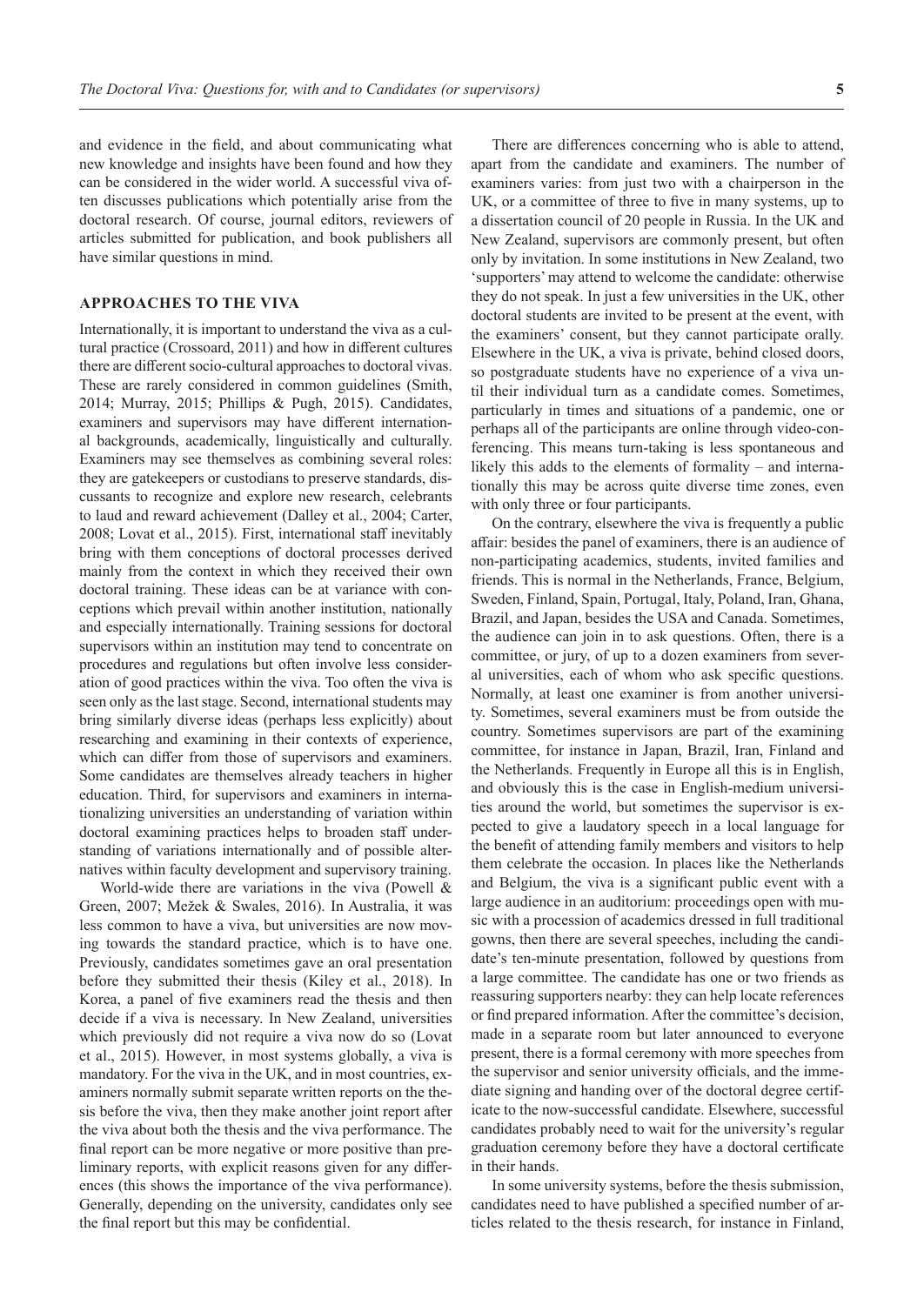and evidence in the field, and about communicating what new knowledge and insights have been found and how they can be considered in the wider world. A successful viva often discusses publications which potentially arise from the doctoral research. Of course, journal editors, reviewers of articles submitted for publication, and book publishers all have similar questions in mind.

## APPROACHES TO THE VIVA

Internationally, it is important to understand the viva as a cultural practice (Crossoard, 2011) and how in different cultures there are different socio-cultural approaches to doctoral vivas. These are rarely considered in common guidelines (Smith, 2014; Murray, 2015; Phillips & Pugh, 2015). Candidates, examiners and supervisors may have different international backgrounds, academically, linguistically and culturally. Examiners may see themselves as combining several roles: they are gatekeepers or custodians to preserve standards, discussants to recognize and explore new research, celebrants to laud and reward achievement (Dalley et al., 2004; Carter, 2008; Lovat et al., 2015). First, international staff inevitably bring with them conceptions of doctoral processes derived mainly from the context in which they received their own doctoral training. These ideas can be at variance with conceptions which prevail within another institution, nationally and especially internationally. Training sessions for doctoral supervisors within an institution may tend to concentrate on procedures and regulations but often involve less consideration of good practices within the viva. Too often the viva is seen only as the last stage. Second, international students may bring similarly diverse ideas (perhaps less explicitly) about researching and examining in their contexts of experience, which can differ from those of supervisors and examiners. Some candidates are themselves already teachers in higher education. Third, for supervisors and examiners in internationalizing universities an understanding of variation within doctoral examining practices helps to broaden staff understanding of variations internationally and of possible alternatives within faculty development and supervisory training.

World-wide there are variations in the viva (Powell & Green, 2007; Mežek & Swales, 2016). In Australia, it was less common to have a viva, but universities are now moving towards the standard practice, which is to have one. Previously, candidates sometimes gave an oral presentation before they submitted their thesis (Kiley et al., 2018). In Korea, a panel of five examiners read the thesis and then decide if a viva is necessary. In New Zealand, universities which previously did not require a viva now do so (Lovat et al., 2015). However, in most systems globally, a viva is mandatory. For the viva in the UK, and in most countries, examiners normally submit separate written reports on the thesis before the viva, then they make another joint report after the viva about both the thesis and the viva performance. The final report can be more negative or more positive than preliminary reports, with explicit reasons given for any differences (this shows the importance of the viva performance). Generally, depending on the university, candidates only see the final report but this may be confidential.

There are differences concerning who is able to attend, apart from the candidate and examiners. The number of examiners varies: from just two with a chairperson in the UK, or a committee of three to five in many systems, up to a dissertation council of 20 people in Russia. In the UK and New Zealand, supervisors are commonly present, but often only by invitation. In some institutions in New Zealand, two 'supporters' may attend to welcome the candidate: otherwise they do not speak. In just a few universities in the UK, other doctoral students are invited to be present at the event, with the examiners' consent, but they cannot participate orally. Elsewhere in the UK, a viva is private, behind closed doors, so postgraduate students have no experience of a viva until their individual turn as a candidate comes. Sometimes, particularly in times and situations of a pandemic, one or perhaps all of the participants are online through video-conferencing. This means turn-taking is less spontaneous and likely this adds to the elements of formality – and internationally this may be across quite diverse time zones, even with only three or four participants.

On the contrary, elsewhere the viva is frequently a public affair: besides the panel of examiners, there is an audience of non-participating academics, students, invited families and friends. This is normal in the Netherlands, France, Belgium, Sweden, Finland, Spain, Portugal, Italy, Poland, Iran, Ghana, Brazil, and Japan, besides the USA and Canada. Sometimes, the audience can join in to ask questions. Often, there is a committee, or jury, of up to a dozen examiners from several universities, each of whom who ask specific questions. Normally, at least one examiner is from another university. Sometimes, several examiners must be from outside the country. Sometimes supervisors are part of the examining committee, for instance in Japan, Brazil, Iran, Finland and the Netherlands. Frequently in Europe all this is in English, and obviously this is the case in English-medium universities around the world, but sometimes the supervisor is expected to give a laudatory speech in a local language for the benefit of attending family members and visitors to help them celebrate the occasion. In places like the Netherlands and Belgium, the viva is a significant public event with a large audience in an auditorium: proceedings open with music with a procession of academics dressed in full traditional gowns, then there are several speeches, including the candidate's ten-minute presentation, followed by questions from a large committee. The candidate has one or two friends as reassuring supporters nearby: they can help locate references or find prepared information. After the committee's decision, made in a separate room but later announced to everyone present, there is a formal ceremony with more speeches from the supervisor and senior university officials, and the immediate signing and handing over of the doctoral degree certificate to the now-successful candidate. Elsewhere, successful candidates probably need to wait for the university's regular graduation ceremony before they have a doctoral certificate in their hands.

In some university systems, before the thesis submission, candidates need to have published a specified number of articles related to the thesis research, for instance in Finland,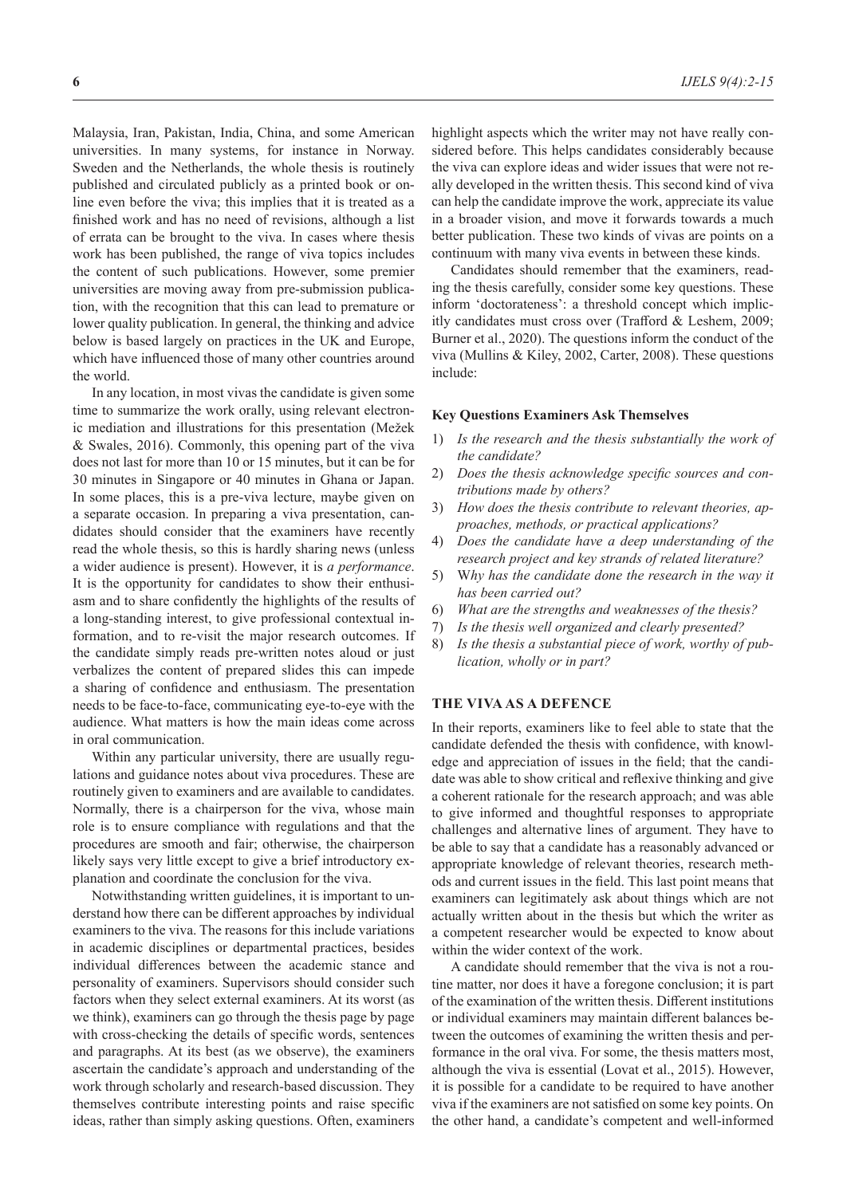Malaysia, Iran, Pakistan, India, China, and some American universities. In many systems, for instance in Norway. Sweden and the Netherlands, the whole thesis is routinely published and circulated publicly as a printed book or online even before the viva; this implies that it is treated as a finished work and has no need of revisions, although a list of errata can be brought to the viva. In cases where thesis work has been published, the range of viva topics includes the content of such publications. However, some premier universities are moving away from pre-submission publication, with the recognition that this can lead to premature or lower quality publication. In general, the thinking and advice below is based largely on practices in the UK and Europe, which have influenced those of many other countries around the world.

In any location, in most vivas the candidate is given some time to summarize the work orally, using relevant electronic mediation and illustrations for this presentation (Mežek & Swales, 2016). Commonly, this opening part of the viva does not last for more than 10 or 15 minutes, but it can be for 30 minutes in Singapore or 40 minutes in Ghana or Japan. In some places, this is a pre-viva lecture, maybe given on a separate occasion. In preparing a viva presentation, candidates should consider that the examiners have recently read the whole thesis, so this is hardly sharing news (unless a wider audience is present). However, it is *a performance*. It is the opportunity for candidates to show their enthusiasm and to share confidently the highlights of the results of a long-standing interest, to give professional contextual information, and to re-visit the major research outcomes. If the candidate simply reads pre-written notes aloud or just verbalizes the content of prepared slides this can impede a sharing of confidence and enthusiasm. The presentation needs to be face-to-face, communicating eye-to-eye with the audience. What matters is how the main ideas come across in oral communication.

Within any particular university, there are usually regulations and guidance notes about viva procedures. These are routinely given to examiners and are available to candidates. Normally, there is a chairperson for the viva, whose main role is to ensure compliance with regulations and that the procedures are smooth and fair; otherwise, the chairperson likely says very little except to give a brief introductory explanation and coordinate the conclusion for the viva.

Notwithstanding written guidelines, it is important to understand how there can be different approaches by individual examiners to the viva. The reasons for this include variations in academic disciplines or departmental practices, besides individual differences between the academic stance and personality of examiners. Supervisors should consider such factors when they select external examiners. At its worst (as we think), examiners can go through the thesis page by page with cross-checking the details of specific words, sentences and paragraphs. At its best (as we observe), the examiners ascertain the candidate's approach and understanding of the work through scholarly and research-based discussion. They themselves contribute interesting points and raise specific ideas, rather than simply asking questions. Often, examiners highlight aspects which the writer may not have really considered before. This helps candidates considerably because the viva can explore ideas and wider issues that were not really developed in the written thesis. This second kind of viva can help the candidate improve the work, appreciate its value in a broader vision, and move it forwards towards a much better publication. These two kinds of vivas are points on a continuum with many viva events in between these kinds.

Candidates should remember that the examiners, reading the thesis carefully, consider some key questions. These inform 'doctorateness': a threshold concept which implicitly candidates must cross over (Trafford & Leshem, 2009; Burner et al., 2020). The questions inform the conduct of the viva (Mullins & Kiley, 2002, Carter, 2008). These questions include:

#### Key Questions Examiners Ask Themselves

1) *Is the research and the thesis substantially the work of the candidate?*
2) *Does the thesis acknowledge specific sources and contributions made by others?*
3) *How does the thesis contribute to relevant theories, approaches, methods, or practical applications?*
4) *Does the candidate have a deep understanding of the research project and key strands of related literature?*
5) W*hy has the candidate done the research in the way it has been carried out?*
6) *What are the strengths and weaknesses of the thesis?*
7) *Is the thesis well organized and clearly presented?*
8) *Is the thesis a substantial piece of work, worthy of publication, wholly or in part?*

## THE VIVA AS A DEFENCE

In their reports, examiners like to feel able to state that the candidate defended the thesis with confidence, with knowledge and appreciation of issues in the field; that the candidate was able to show critical and reflexive thinking and give a coherent rationale for the research approach; and was able to give informed and thoughtful responses to appropriate challenges and alternative lines of argument. They have to be able to say that a candidate has a reasonably advanced or appropriate knowledge of relevant theories, research methods and current issues in the field. This last point means that examiners can legitimately ask about things which are not actually written about in the thesis but which the writer as a competent researcher would be expected to know about within the wider context of the work.

A candidate should remember that the viva is not a routine matter, nor does it have a foregone conclusion; it is part of the examination of the written thesis. Different institutions or individual examiners may maintain different balances between the outcomes of examining the written thesis and performance in the oral viva. For some, the thesis matters most, although the viva is essential (Lovat et al., 2015). However, it is possible for a candidate to be required to have another viva if the examiners are not satisfied on some key points. On the other hand, a candidate's competent and well-informed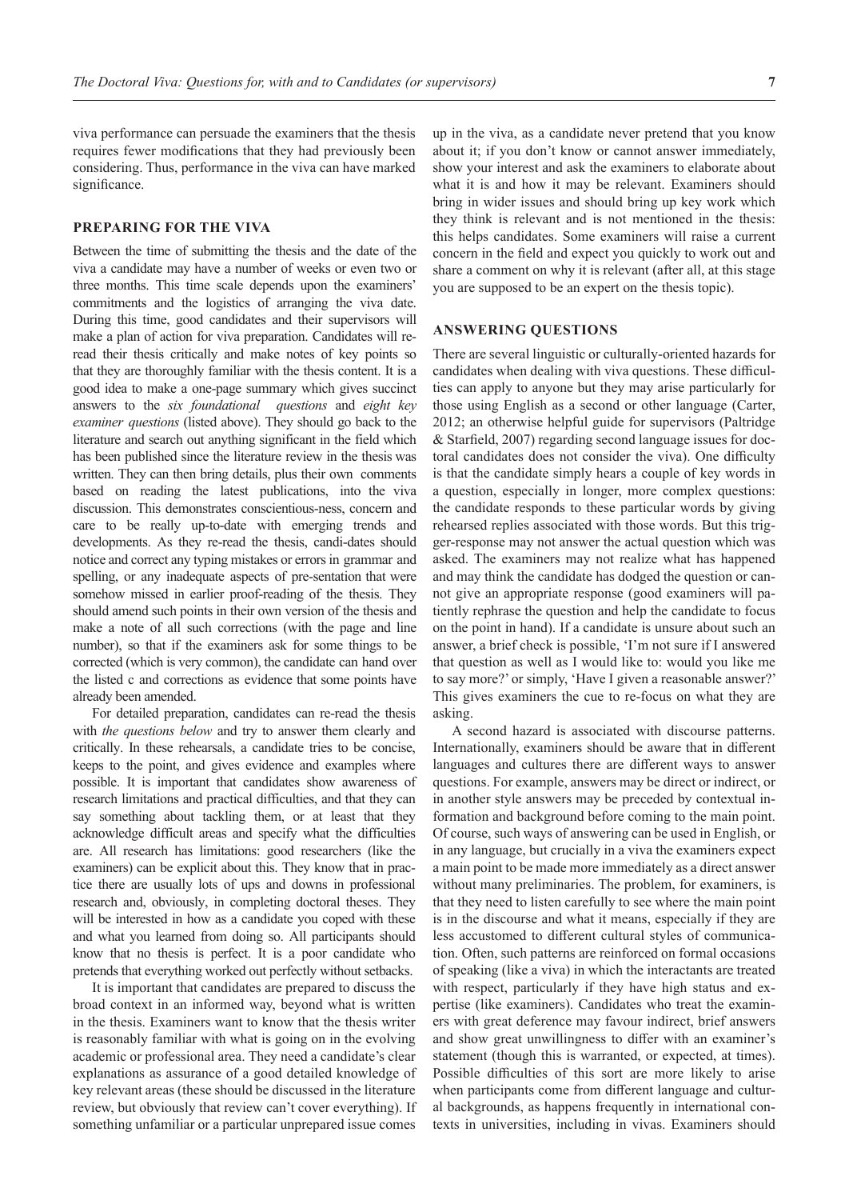viva performance can persuade the examiners that the thesis requires fewer modifications that they had previously been considering. Thus, performance in the viva can have marked significance.

## PREPARING FOR THE VIVA

Between the time of submitting the thesis and the date of the viva a candidate may have a number of weeks or even two or three months. This time scale depends upon the examiners' commitments and the logistics of arranging the viva date. During this time, good candidates and their supervisors will make a plan of action for viva preparation. Candidates will re-read their thesis critically and make notes of key points so that they are thoroughly familiar with the thesis content. It is a good idea to make a one-page summary which gives succinct answers to the *six foundational questions* and *eight key examiner questions* (listed above). They should go back to the literature and search out anything significant in the field which has been published since the literature review in the thesis was written. They can then bring details, plus their own comments based on reading the latest publications, into the viva discussion. This demonstrates conscientious-ness, concern and care to be really up-to-date with emerging trends and developments. As they re-read the thesis, candi-dates should notice and correct any typing mistakes or errors in grammar and spelling, or any inadequate aspects of pre-sentation that were somehow missed in earlier proof-reading of the thesis. They should amend such points in their own version of the thesis and make a note of all such corrections (with the page and line number), so that if the examiners ask for some things to be corrected (which is very common), the candidate can hand over the listed c and corrections as evidence that some points have already been amended.

For detailed preparation, candidates can re-read the thesis with *the questions below* and try to answer them clearly and critically. In these rehearsals, a candidate tries to be concise, keeps to the point, and gives evidence and examples where possible. It is important that candidates show awareness of research limitations and practical difficulties, and that they can say something about tackling them, or at least that they acknowledge difficult areas and specify what the difficulties are. All research has limitations: good researchers (like the examiners) can be explicit about this. They know that in practice there are usually lots of ups and downs in professional research and, obviously, in completing doctoral theses. They will be interested in how as a candidate you coped with these and what you learned from doing so. All participants should know that no thesis is perfect. It is a poor candidate who pretends that everything worked out perfectly without setbacks.

It is important that candidates are prepared to discuss the broad context in an informed way, beyond what is written in the thesis. Examiners want to know that the thesis writer is reasonably familiar with what is going on in the evolving academic or professional area. They need a candidate's clear explanations as assurance of a good detailed knowledge of key relevant areas (these should be discussed in the literature review, but obviously that review can't cover everything). If something unfamiliar or a particular unprepared issue comes up in the viva, as a candidate never pretend that you know about it; if you don't know or cannot answer immediately, show your interest and ask the examiners to elaborate about what it is and how it may be relevant. Examiners should bring in wider issues and should bring up key work which they think is relevant and is not mentioned in the thesis: this helps candidates. Some examiners will raise a current concern in the field and expect you quickly to work out and share a comment on why it is relevant (after all, at this stage you are supposed to be an expert on the thesis topic).

## ANSWERING QUESTIONS

There are several linguistic or culturally-oriented hazards for candidates when dealing with viva questions. These difficulties can apply to anyone but they may arise particularly for those using English as a second or other language (Carter, 2012; an otherwise helpful guide for supervisors (Paltridge & Starfield, 2007) regarding second language issues for doctoral candidates does not consider the viva). One difficulty is that the candidate simply hears a couple of key words in a question, especially in longer, more complex questions: the candidate responds to these particular words by giving rehearsed replies associated with those words. But this trigger-response may not answer the actual question which was asked. The examiners may not realize what has happened and may think the candidate has dodged the question or cannot give an appropriate response (good examiners will patiently rephrase the question and help the candidate to focus on the point in hand). If a candidate is unsure about such an answer, a brief check is possible, 'I'm not sure if I answered that question as well as I would like to: would you like me to say more?' or simply, 'Have I given a reasonable answer?' This gives examiners the cue to re-focus on what they are asking.

A second hazard is associated with discourse patterns. Internationally, examiners should be aware that in different languages and cultures there are different ways to answer questions. For example, answers may be direct or indirect, or in another style answers may be preceded by contextual information and background before coming to the main point. Of course, such ways of answering can be used in English, or in any language, but crucially in a viva the examiners expect a main point to be made more immediately as a direct answer without many preliminaries. The problem, for examiners, is that they need to listen carefully to see where the main point is in the discourse and what it means, especially if they are less accustomed to different cultural styles of communication. Often, such patterns are reinforced on formal occasions of speaking (like a viva) in which the interactants are treated with respect, particularly if they have high status and expertise (like examiners). Candidates who treat the examiners with great deference may favour indirect, brief answers and show great unwillingness to differ with an examiner's statement (though this is warranted, or expected, at times). Possible difficulties of this sort are more likely to arise when participants come from different language and cultural backgrounds, as happens frequently in international contexts in universities, including in vivas. Examiners should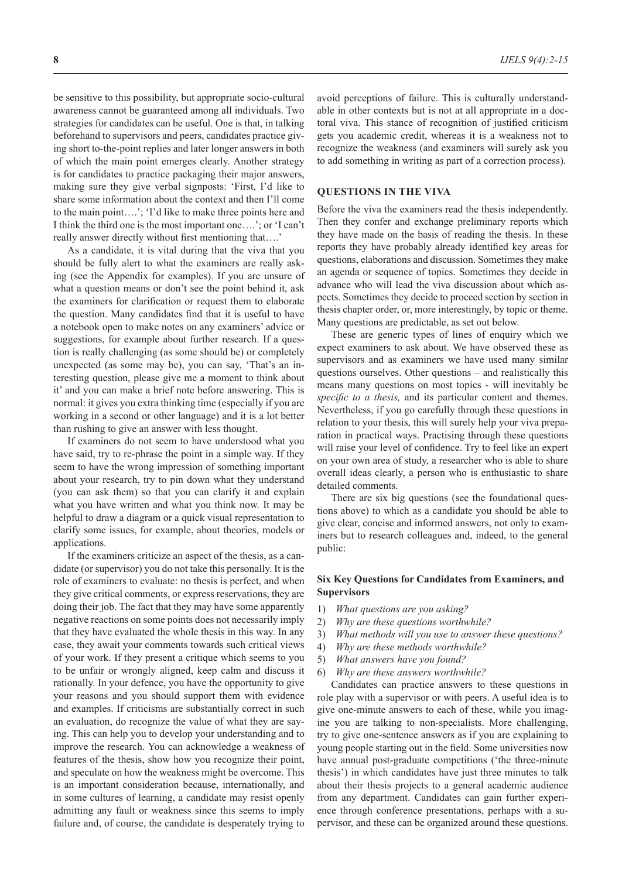be sensitive to this possibility, but appropriate socio-cultural awareness cannot be guaranteed among all individuals. Two strategies for candidates can be useful. One is that, in talking beforehand to supervisors and peers, candidates practice giving short to-the-point replies and later longer answers in both of which the main point emerges clearly. Another strategy is for candidates to practice packaging their major answers, making sure they give verbal signposts: 'First, I'd like to share some information about the context and then I'll come to the main point….'; 'I'd like to make three points here and I think the third one is the most important one….'; or 'I can't really answer directly without first mentioning that….'

As a candidate, it is vital during that the viva that you should be fully alert to what the examiners are really asking (see the Appendix for examples). If you are unsure of what a question means or don't see the point behind it, ask the examiners for clarification or request them to elaborate the question. Many candidates find that it is useful to have a notebook open to make notes on any examiners' advice or suggestions, for example about further research. If a question is really challenging (as some should be) or completely unexpected (as some may be), you can say, 'That's an interesting question, please give me a moment to think about it' and you can make a brief note before answering. This is normal: it gives you extra thinking time (especially if you are working in a second or other language) and it is a lot better than rushing to give an answer with less thought.

If examiners do not seem to have understood what you have said, try to re-phrase the point in a simple way. If they seem to have the wrong impression of something important about your research, try to pin down what they understand (you can ask them) so that you can clarify it and explain what you have written and what you think now. It may be helpful to draw a diagram or a quick visual representation to clarify some issues, for example, about theories, models or applications.

If the examiners criticize an aspect of the thesis, as a candidate (or supervisor) you do not take this personally. It is the role of examiners to evaluate: no thesis is perfect, and when they give critical comments, or express reservations, they are doing their job. The fact that they may have some apparently negative reactions on some points does not necessarily imply that they have evaluated the whole thesis in this way. In any case, they await your comments towards such critical views of your work. If they present a critique which seems to you to be unfair or wrongly aligned, keep calm and discuss it rationally. In your defence, you have the opportunity to give your reasons and you should support them with evidence and examples. If criticisms are substantially correct in such an evaluation, do recognize the value of what they are saying. This can help you to develop your understanding and to improve the research. You can acknowledge a weakness of features of the thesis, show how you recognize their point, and speculate on how the weakness might be overcome. This is an important consideration because, internationally, and in some cultures of learning, a candidate may resist openly admitting any fault or weakness since this seems to imply failure and, of course, the candidate is desperately trying to avoid perceptions of failure. This is culturally understandable in other contexts but is not at all appropriate in a doctoral viva. This stance of recognition of justified criticism gets you academic credit, whereas it is a weakness not to recognize the weakness (and examiners will surely ask you to add something in writing as part of a correction process).

## QUESTIONS IN THE VIVA

Before the viva the examiners read the thesis independently. Then they confer and exchange preliminary reports which they have made on the basis of reading the thesis. In these reports they have probably already identified key areas for questions, elaborations and discussion. Sometimes they make an agenda or sequence of topics. Sometimes they decide in advance who will lead the viva discussion about which aspects. Sometimes they decide to proceed section by section in thesis chapter order, or, more interestingly, by topic or theme. Many questions are predictable, as set out below.

These are generic types of lines of enquiry which we expect examiners to ask about. We have observed these as supervisors and as examiners we have used many similar questions ourselves. Other questions – and realistically this means many questions on most topics - will inevitably be *specific to a thesis,* and its particular content and themes. Nevertheless, if you go carefully through these questions in relation to your thesis, this will surely help your viva preparation in practical ways. Practising through these questions will raise your level of confidence. Try to feel like an expert on your own area of study, a researcher who is able to share overall ideas clearly, a person who is enthusiastic to share detailed comments.

There are six big questions (see the foundational questions above) to which as a candidate you should be able to give clear, concise and informed answers, not only to examiners but to research colleagues and, indeed, to the general public:

### Six Key Questions for Candidates from Examiners, and Supervisors

1) *What questions are you asking?*
2) *Why are these questions worthwhile?*
3) *What methods will you use to answer these questions?*
4) *Why are these methods worthwhile?*
5) *What answers have you found?*
6) *Why are these answers worthwhile?*

Candidates can practice answers to these questions in role play with a supervisor or with peers. A useful idea is to give one-minute answers to each of these, while you imagine you are talking to non-specialists. More challenging, try to give one-sentence answers as if you are explaining to young people starting out in the field. Some universities now have annual post-graduate competitions ('the three-minute thesis') in which candidates have just three minutes to talk about their thesis projects to a general academic audience from any department. Candidates can gain further experience through conference presentations, perhaps with a supervisor, and these can be organized around these questions.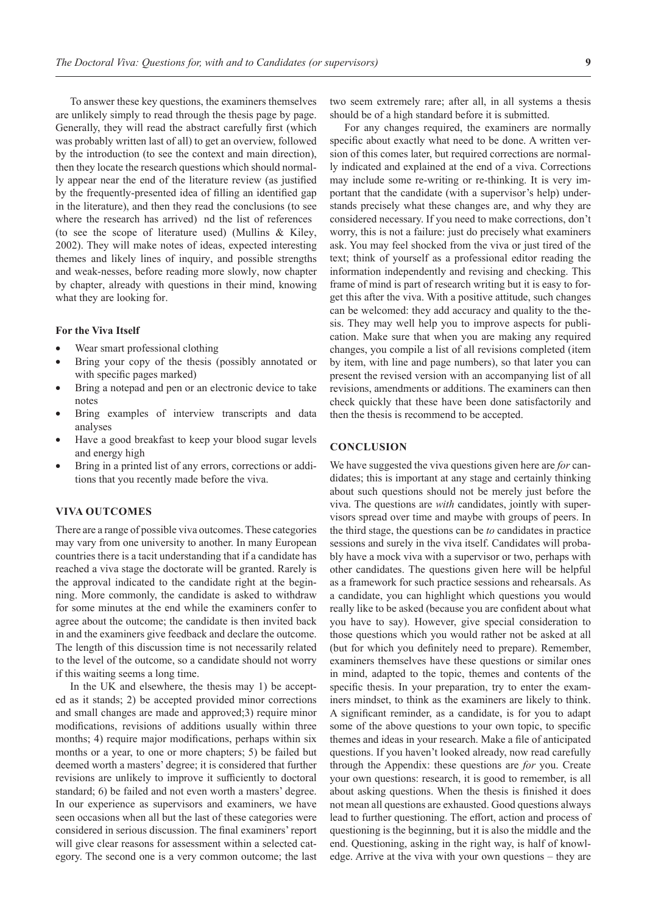To answer these key questions, the examiners themselves are unlikely simply to read through the thesis page by page. Generally, they will read the abstract carefully first (which was probably written last of all) to get an overview, followed by the introduction (to see the context and main direction), then they locate the research questions which should normally appear near the end of the literature review (as justified by the frequently-presented idea of filling an identified gap in the literature), and then they read the conclusions (to see where the research has arrived) nd the list of references (to see the scope of literature used) (Mullins & Kiley, 2002). They will make notes of ideas, expected interesting themes and likely lines of inquiry, and possible strengths and weak-nesses, before reading more slowly, now chapter by chapter, already with questions in their mind, knowing what they are looking for.

### For the Viva Itself

- Wear smart professional clothing
- Bring your copy of the thesis (possibly annotated or with specific pages marked)
- Bring a notepad and pen or an electronic device to take notes
- Bring examples of interview transcripts and data analyses
- Have a good breakfast to keep your blood sugar levels and energy high
- Bring in a printed list of any errors, corrections or additions that you recently made before the viva.

## VIVA OUTCOMES

There are a range of possible viva outcomes. These categories may vary from one university to another. In many European countries there is a tacit understanding that if a candidate has reached a viva stage the doctorate will be granted. Rarely is the approval indicated to the candidate right at the beginning. More commonly, the candidate is asked to withdraw for some minutes at the end while the examiners confer to agree about the outcome; the candidate is then invited back in and the examiners give feedback and declare the outcome. The length of this discussion time is not necessarily related to the level of the outcome, so a candidate should not worry if this waiting seems a long time.

In the UK and elsewhere, the thesis may 1) be accepted as it stands; 2) be accepted provided minor corrections and small changes are made and approved;3) require minor modifications, revisions of additions usually within three months; 4) require major modifications, perhaps within six months or a year, to one or more chapters; 5) be failed but deemed worth a masters' degree; it is considered that further revisions are unlikely to improve it sufficiently to doctoral standard; 6) be failed and not even worth a masters' degree. In our experience as supervisors and examiners, we have seen occasions when all but the last of these categories were considered in serious discussion. The final examiners' report will give clear reasons for assessment within a selected category. The second one is a very common outcome; the last two seem extremely rare; after all, in all systems a thesis should be of a high standard before it is submitted.

For any changes required, the examiners are normally specific about exactly what need to be done. A written version of this comes later, but required corrections are normally indicated and explained at the end of a viva. Corrections may include some re-writing or re-thinking. It is very important that the candidate (with a supervisor's help) understands precisely what these changes are, and why they are considered necessary. If you need to make corrections, don't worry, this is not a failure: just do precisely what examiners ask. You may feel shocked from the viva or just tired of the text; think of yourself as a professional editor reading the information independently and revising and checking. This frame of mind is part of research writing but it is easy to forget this after the viva. With a positive attitude, such changes can be welcomed: they add accuracy and quality to the thesis. They may well help you to improve aspects for publication. Make sure that when you are making any required changes, you compile a list of all revisions completed (item by item, with line and page numbers), so that later you can present the revised version with an accompanying list of all revisions, amendments or additions. The examiners can then check quickly that these have been done satisfactorily and then the thesis is recommend to be accepted.

## CONCLUSION

We have suggested the viva questions given here are *for* candidates; this is important at any stage and certainly thinking about such questions should not be merely just before the viva. The questions are *with* candidates, jointly with supervisors spread over time and maybe with groups of peers. In the third stage, the questions can be *to* candidates in practice sessions and surely in the viva itself. Candidates will probably have a mock viva with a supervisor or two, perhaps with other candidates. The questions given here will be helpful as a framework for such practice sessions and rehearsals. As a candidate, you can highlight which questions you would really like to be asked (because you are confident about what you have to say). However, give special consideration to those questions which you would rather not be asked at all (but for which you definitely need to prepare). Remember, examiners themselves have these questions or similar ones in mind, adapted to the topic, themes and contents of the specific thesis. In your preparation, try to enter the examiners mindset, to think as the examiners are likely to think. A significant reminder, as a candidate, is for you to adapt some of the above questions to your own topic, to specific themes and ideas in your research. Make a file of anticipated questions. If you haven't looked already, now read carefully through the Appendix: these questions are *for* you. Create your own questions: research, it is good to remember, is all about asking questions. When the thesis is finished it does not mean all questions are exhausted. Good questions always lead to further questioning. The effort, action and process of questioning is the beginning, but it is also the middle and the end. Questioning, asking in the right way, is half of knowledge. Arrive at the viva with your own questions – they are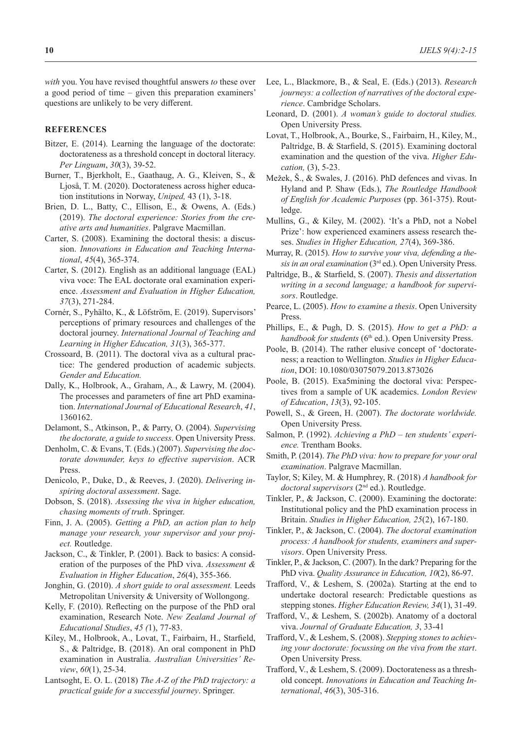*with* you. You have revised thoughtful answers *to* these over a good period of time – given this preparation examiners' questions are unlikely to be very different.

## REFERENCES

Bitzer, E. (2014). Learning the language of the doctorate: doctorateness as a threshold concept in doctoral literacy. *Per Linguam*, *30*(3), 39-52.

Burner, T., Bjerkholt, E., Gaathaug, A. G., Kleiven, S., & Ljoså, T. M. (2020). Doctorateness across higher education institutions in Norway, *Uniped,* 43 (1), 3-18.

Brien, D. L., Batty, C., Ellison, E., & Owens, A. (Eds.) (2019). *The doctoral experience: Stories from the creative arts and humanities*. Palgrave Macmillan.

Carter, S. (2008). Examining the doctoral thesis: a discussion. *Innovations in Education and Teaching International*, *45*(4), 365-374.

Carter, S. (2012). English as an additional language (EAL) viva voce: The EAL doctorate oral examination experience. *Assessment and Evaluation in Higher Education, 37*(3), 271-284.

Cornér, S., Pyhälto, K., & Löfström, E. (2019). Supervisors' perceptions of primary resources and challenges of the doctoral journey. *International Journal of Teaching and Learning in Higher Education, 31*(3), 365-377.

Crossoard, B. (2011). The doctoral viva as a cultural practice: The gendered production of academic subjects. *Gender and Education.*

Dally, K., Holbrook, A., Graham, A., & Lawry, M. (2004). The processes and parameters of fine art PhD examination. *International Journal of Educational Research*, *41*, 1360162.

Delamont, S., Atkinson, P., & Parry, O. (2004). *Supervising the doctorate, a guide to success*. Open University Press.

Denholm, C. & Evans, T. (Eds.) (2007). *Supervising the doctorate downunder, keys to effective supervision*. ACR Press.

Denicolo, P., Duke, D., & Reeves, J. (2020). *Delivering inspiring doctoral assessment*. Sage.

Dobson, S. (2018). *Assessing the viva in higher education, chasing moments of truth*. Springer.

Finn, J. A. (2005). *Getting a PhD, an action plan to help manage your research, your supervisor and your project.* Routledge.

Jackson, C., & Tinkler, P. (2001). Back to basics: A consideration of the purposes of the PhD viva. *Assessment & Evaluation in Higher Education*, *26*(4), 355-366.

Jonghin, G. (2010). *A short guide to oral assessment.* Leeds Metropolitan University & University of Wollongong.

Kelly, F. (2010). Reflecting on the purpose of the PhD oral examination, Research Note. *New Zealand Journal of Educational Studies*, *45 (*1), 77-83.

Kiley, M., Holbrook, A., Lovat, T., Fairbairn, H., Starfield, S., & Paltridge, B. (2018). An oral component in PhD examination in Australia. *Australian Universities' Review*, *60*(1), 25-34.

Lantsoght, E. O. L. (2018) *The A-Z of the PhD trajectory: a practical guide for a successful journey*. Springer.

Lee, L., Blackmore, B., & Seal, E. (Eds.) (2013). *Research journeys: a collection of narratives of the doctoral experience*. Cambridge Scholars.

Leonard, D. (2001). *A woman's guide to doctoral studies.* Open University Press.

Lovat, T., Holbrook, A., Bourke, S., Fairbairn, H., Kiley, M., Paltridge, B. & Starfield, S. (2015). Examining doctoral examination and the question of the viva. *Higher Education,* (3), 5-23.

Mežek, Š., & Swales, J. (2016). PhD defences and vivas. In Hyland and P. Shaw (Eds.), *The Routledge Handbook of English for Academic Purposes* (pp. 361-375). Routledge.

Mullins, G., & Kiley, M. (2002). 'It's a PhD, not a Nobel Prize': how experienced examiners assess research theses. *Studies in Higher Education, 27*(4), 369-386.

Murray, R. (2015). *How to survive your viva, defending a thesis in an oral examination* (3rd ed.). Open University Press.

Paltridge, B., & Starfield, S. (2007). *Thesis and dissertation writing in a second language; a handbook for supervisors*. Routledge.

Pearce, L. (2005). *How to examine a thesis*. Open University Press.

Phillips, E., & Pugh, D. S. (2015). *How to get a PhD: a handbook for students* (6th ed.). Open University Press.

Poole, B. (2014). The rather elusive concept of 'doctorateness; a reaction to Wellington. *Studies in Higher Education*, DOI: 10.1080/03075079.2013.873026

Poole, B. (2015). Exa5mining the doctoral viva: Perspectives from a sample of UK academics. *London Review of Education*, *13*(3), 92-105.

Powell, S., & Green, H. (2007). *The doctorate worldwide.* Open University Press.

Salmon, P. (1992). *Achieving a PhD – ten students' experience.* Trentham Books.

Smith, P. (2014). *The PhD viva: how to prepare for your oral examination*. Palgrave Macmillan.

Taylor, S; Kiley, M. & Humphrey, R. (2018) *A handbook for doctoral supervisors* (2nd ed.). Routledge.

Tinkler, P., & Jackson, C. (2000). Examining the doctorate: Institutional policy and the PhD examination process in Britain. *Studies in Higher Education, 25*(2), 167-180.

Tinkler, P., & Jackson, C. (2004). *The doctoral examination process: A handbook for students, examiners and supervisors*. Open University Press.

Tinkler, P., & Jackson, C. (2007). In the dark? Preparing for the PhD viva. *Quality Assurance in Education, 10*(2), 86-97.

Trafford, V., & Leshem, S. (2002a). Starting at the end to undertake doctoral research: Predictable questions as stepping stones. *Higher Education Review, 34*(1), 31-49.

Trafford, V., & Leshem, S. (2002b). Anatomy of a doctoral viva. *Journal of Graduate Education, 3*, 33-41

Trafford, V., & Leshem, S. (2008). *Stepping stones to achieving your doctorate: focussing on the viva from the start*. Open University Press.

Trafford, V., & Leshem, S. (2009). Doctorateness as a threshold concept. *Innovations in Education and Teaching International*, *46*(3), 305-316.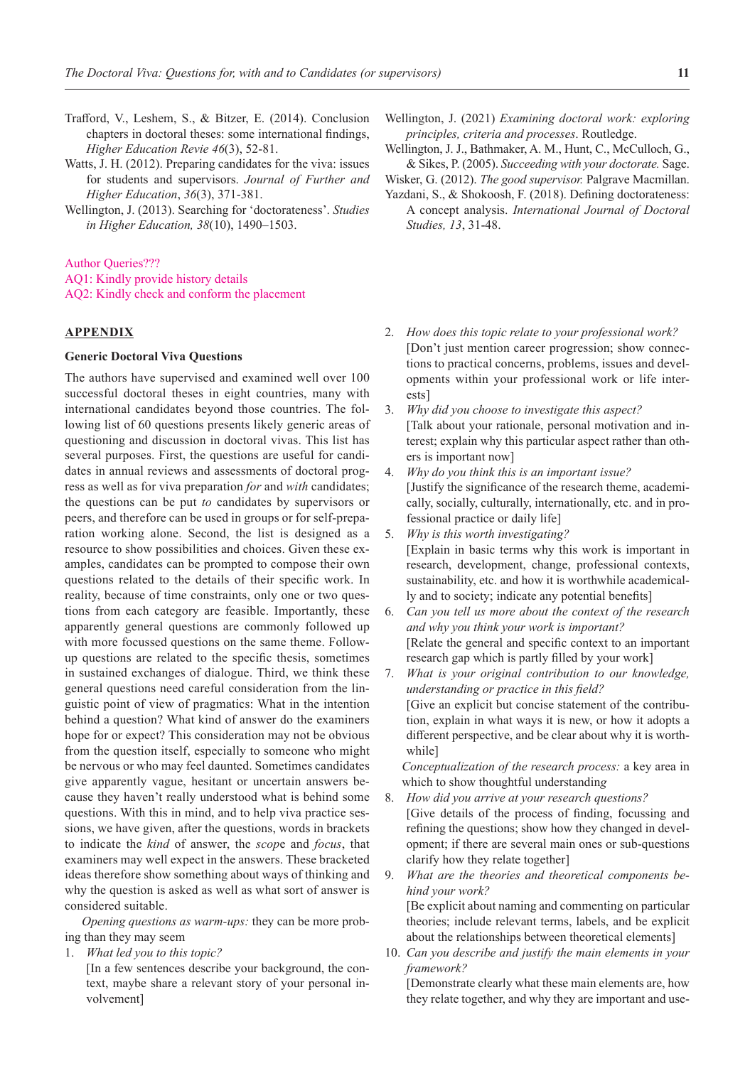Trafford, V., Leshem, S., & Bitzer, E. (2014). Conclusion chapters in doctoral theses: some international findings, *Higher Education Revie 46*(3), 52-81.

Watts, J. H. (2012). Preparing candidates for the viva: issues for students and supervisors. *Journal of Further and Higher Education*, *36*(3), 371-381.

Wellington, J. (2013). Searching for 'doctorateness'. *Studies in Higher Education, 38*(10), 1490–1503.

Wellington, J. (2021) *Examining doctoral work: exploring principles, criteria and processes*. Routledge.

Wellington, J. J., Bathmaker, A. M., Hunt, C., McCulloch, G., & Sikes, P. (2005). *Succeeding with your doctorate.* Sage.

Wisker, G. (2012). *The good supervisor.* Palgrave Macmillan.

Yazdani, S., & Shokoosh, F. (2018). Defining doctorateness: A concept analysis. *International Journal of Doctoral Studies, 13*, 31-48.

Author Queries???
AQ1: Kindly provide history details
AQ2: Kindly check and conform the placement

## APPENDIX

### Generic Doctoral Viva Questions

The authors have supervised and examined well over 100 successful doctoral theses in eight countries, many with international candidates beyond those countries. The following list of 60 questions presents likely generic areas of questioning and discussion in doctoral vivas. This list has several purposes. First, the questions are useful for candidates in annual reviews and assessments of doctoral progress as well as for viva preparation *for* and *with* candidates; the questions can be put *to* candidates by supervisors or peers, and therefore can be used in groups or for self-preparation working alone. Second, the list is designed as a resource to show possibilities and choices. Given these examples, candidates can be prompted to compose their own questions related to the details of their specific work. In reality, because of time constraints, only one or two questions from each category are feasible. Importantly, these apparently general questions are commonly followed up with more focussed questions on the same theme. Follow-up questions are related to the specific thesis, sometimes in sustained exchanges of dialogue. Third, we think these general questions need careful consideration from the linguistic point of view of pragmatics: What in the intention behind a question? What kind of answer do the examiners hope for or expect? This consideration may not be obvious from the question itself, especially to someone who might be nervous or who may feel daunted. Sometimes candidates give apparently vague, hesitant or uncertain answers because they haven't really understood what is behind some questions. With this in mind, and to help viva practice sessions, we have given, after the questions, words in brackets to indicate the *kind* of answer, the *scope* and *focus*, that examiners may well expect in the answers. These bracketed ideas therefore show something about ways of thinking and why the question is asked as well as what sort of answer is considered suitable.

*Opening questions as warm-ups:* they can be more probing than they may seem

1. *What led you to this topic?*
   [In a few sentences describe your background, the context, maybe share a relevant story of your personal involvement]
2. *How does this topic relate to your professional work?*
   [Don't just mention career progression; show connections to practical concerns, problems, issues and developments within your professional work or life interests]
3. *Why did you choose to investigate this aspect?*
   [Talk about your rationale, personal motivation and interest; explain why this particular aspect rather than others is important now]
4. *Why do you think this is an important issue?*
   [Justify the significance of the research theme, academically, socially, culturally, internationally, etc. and in professional practice or daily life]
5. *Why is this worth investigating?*
   [Explain in basic terms why this work is important in research, development, change, professional contexts, sustainability, etc. and how it is worthwhile academically and to society; indicate any potential benefits]
6. *Can you tell us more about the context of the research and why you think your work is important?*
   [Relate the general and specific context to an important research gap which is partly filled by your work]
7. *What is your original contribution to our knowledge, understanding or practice in this field?*
   [Give an explicit but concise statement of the contribution, explain in what ways it is new, or how it adopts a different perspective, and be clear about why it is worthwhile]

*Conceptualization of the research process:* a key area in which to show thoughtful understanding

8. *How did you arrive at your research questions?*
   [Give details of the process of finding, focussing and refining the questions; show how they changed in development; if there are several main ones or sub-questions clarify how they relate together]
9. *What are the theories and theoretical components behind your work?*
   [Be explicit about naming and commenting on particular theories; include relevant terms, labels, and be explicit about the relationships between theoretical elements]
10. *Can you describe and justify the main elements in your framework?*
    [Demonstrate clearly what these main elements are, how they relate together, and why they are important and use-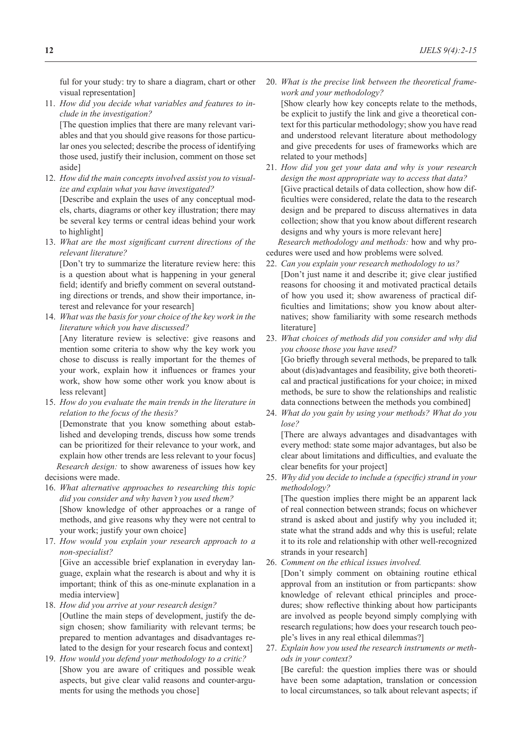ful for your study: try to share a diagram, chart or other visual representation]

11. *How did you decide what variables and features to include in the investigation?*
    [The question implies that there are many relevant variables and that you should give reasons for those particular ones you selected; describe the process of identifying those used, justify their inclusion, comment on those set aside]
12. *How did the main concepts involved assist you to visualize and explain what you have investigated?*
    [Describe and explain the uses of any conceptual models, charts, diagrams or other key illustration; there may be several key terms or central ideas behind your work to highlight]
13. *What are the most significant current directions of the relevant literature?*
    [Don't try to summarize the literature review here: this is a question about what is happening in your general field; identify and briefly comment on several outstanding directions or trends, and show their importance, interest and relevance for your research]
14. *What was the basis for your choice of the key work in the literature which you have discussed?*
    [Any literature review is selective: give reasons and mention some criteria to show why the key work you chose to discuss is really important for the themes of your work, explain how it influences or frames your work, show how some other work you know about is less relevant]
15. *How do you evaluate the main trends in the literature in relation to the focus of the thesis?*
    [Demonstrate that you know something about established and developing trends, discuss how some trends can be prioritized for their relevance to your work, and explain how other trends are less relevant to your focus]

*Research design:* to show awareness of issues how key decisions were made.

16. *What alternative approaches to researching this topic did you consider and why haven't you used them?*
    [Show knowledge of other approaches or a range of methods, and give reasons why they were not central to your work; justify your own choice]
17. *How would you explain your research approach to a non-specialist?*
    [Give an accessible brief explanation in everyday language, explain what the research is about and why it is important; think of this as one-minute explanation in a media interview]
18. *How did you arrive at your research design?*
    [Outline the main steps of development, justify the design chosen; show familiarity with relevant terms; be prepared to mention advantages and disadvantages related to the design for your research focus and context]
19. *How would you defend your methodology to a critic?*
    [Show you are aware of critiques and possible weak aspects, but give clear valid reasons and counter-arguments for using the methods you chose]
20. *What is the precise link between the theoretical framework and your methodology?*
    [Show clearly how key concepts relate to the methods, be explicit to justify the link and give a theoretical context for this particular methodology; show you have read and understood relevant literature about methodology and give precedents for uses of frameworks which are related to your methods]
21. *How did you get your data and why is your research design the most appropriate way to access that data?*
    [Give practical details of data collection, show how difficulties were considered, relate the data to the research design and be prepared to discuss alternatives in data collection; show that you know about different research designs and why yours is more relevant here]

*Research methodology and methods:* how and why procedures were used and how problems were solved.

22. *Can you explain your research methodology to us?*
    [Don't just name it and describe it; give clear justified reasons for choosing it and motivated practical details of how you used it; show awareness of practical difficulties and limitations; show you know about alternatives; show familiarity with some research methods literature]
23. *What choices of methods did you consider and why did you choose those you have used?*
    [Go briefly through several methods, be prepared to talk about (dis)advantages and feasibility, give both theoretical and practical justifications for your choice; in mixed methods, be sure to show the relationships and realistic data connections between the methods you combined]
24. *What do you gain by using your methods? What do you lose?*
    [There are always advantages and disadvantages with every method: state some major advantages, but also be clear about limitations and difficulties, and evaluate the clear benefits for your project]
25. *Why did you decide to include a (specific) strand in your methodology?*
    [The question implies there might be an apparent lack of real connection between strands; focus on whichever strand is asked about and justify why you included it; state what the strand adds and why this is useful; relate it to its role and relationship with other well-recognized strands in your research]
26. *Comment on the ethical issues involved.*
    [Don't simply comment on obtaining routine ethical approval from an institution or from particpants: show knowledge of relevant ethical principles and procedures; show reflective thinking about how participants are involved as people beyond simply complying with research regulations; how does your research touch people's lives in any real ethical dilemmas?]
27. *Explain how you used the research instruments or methods in your context?*
    [Be careful: the question implies there was or should have been some adaptation, translation or concession to local circumstances, so talk about relevant aspects; if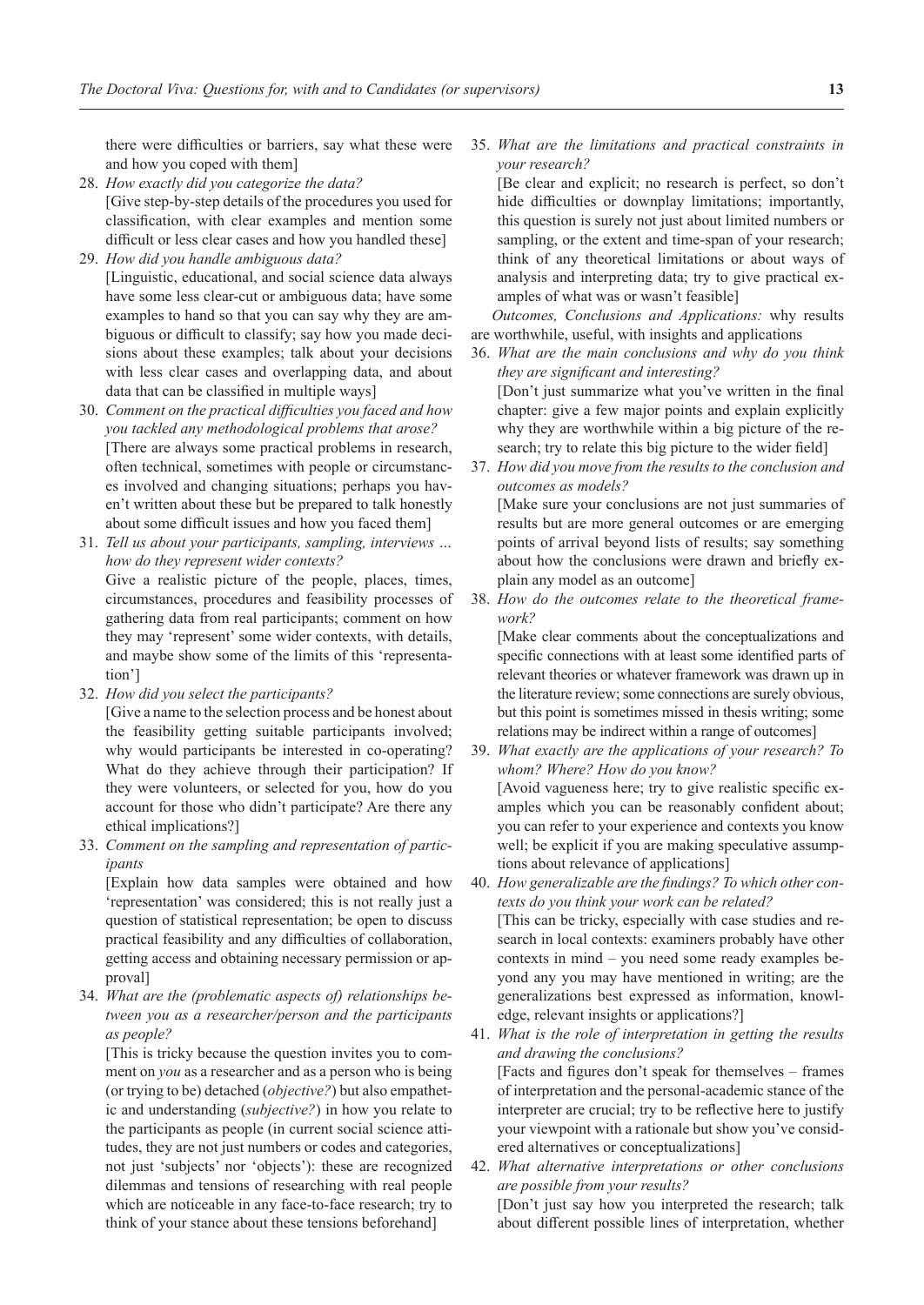there were difficulties or barriers, say what these were and how you coped with them]

28. *How exactly did you categorize the data?*
    [Give step-by-step details of the procedures you used for classification, with clear examples and mention some difficult or less clear cases and how you handled these]
29. *How did you handle ambiguous data?*
    [Linguistic, educational, and social science data always have some less clear-cut or ambiguous data; have some examples to hand so that you can say why they are ambiguous or difficult to classify; say how you made decisions about these examples; talk about your decisions with less clear cases and overlapping data, and about data that can be classified in multiple ways]
30. *Comment on the practical difficulties you faced and how you tackled any methodological problems that arose?*
    [There are always some practical problems in research, often technical, sometimes with people or circumstances involved and changing situations; perhaps you haven't written about these but be prepared to talk honestly about some difficult issues and how you faced them]
31. *Tell us about your participants, sampling, interviews … how do they represent wider contexts?*
    Give a realistic picture of the people, places, times, circumstances, procedures and feasibility processes of gathering data from real participants; comment on how they may 'represent' some wider contexts, with details, and maybe show some of the limits of this 'representation']
32. *How did you select the participants?*
    [Give a name to the selection process and be honest about the feasibility getting suitable participants involved; why would participants be interested in co-operating? What do they achieve through their participation? If they were volunteers, or selected for you, how do you account for those who didn't participate? Are there any ethical implications?]
33. *Comment on the sampling and representation of participants*
    [Explain how data samples were obtained and how 'representation' was considered; this is not really just a question of statistical representation; be open to discuss practical feasibility and any difficulties of collaboration, getting access and obtaining necessary permission or approval]
34. *What are the (problematic aspects of) relationships between you as a researcher/person and the participants as people?*
    [This is tricky because the question invites you to comment on *you* as a researcher and as a person who is being (or trying to be) detached (*objective?*) but also empathetic and understanding (*subjective?*) in how you relate to the participants as people (in current social science attitudes, they are not just numbers or codes and categories, not just 'subjects' nor 'objects'): these are recognized dilemmas and tensions of researching with real people which are noticeable in any face-to-face research; try to think of your stance about these tensions beforehand]
35. *What are the limitations and practical constraints in your research?*
    [Be clear and explicit; no research is perfect, so don't hide difficulties or downplay limitations; importantly, this question is surely not just about limited numbers or sampling, or the extent and time-span of your research; think of any theoretical limitations or about ways of analysis and interpreting data; try to give practical examples of what was or wasn't feasible]

*Outcomes, Conclusions and Applications:* why results are worthwhile, useful, with insights and applications

36. *What are the main conclusions and why do you think they are significant and interesting?*
    [Don't just summarize what you've written in the final chapter: give a few major points and explain explicitly why they are worthwhile within a big picture of the research; try to relate this big picture to the wider field]
37. *How did you move from the results to the conclusion and outcomes as models?*
    [Make sure your conclusions are not just summaries of results but are more general outcomes or are emerging points of arrival beyond lists of results; say something about how the conclusions were drawn and briefly explain any model as an outcome]
38. *How do the outcomes relate to the theoretical framework?*
    [Make clear comments about the conceptualizations and specific connections with at least some identified parts of relevant theories or whatever framework was drawn up in the literature review; some connections are surely obvious, but this point is sometimes missed in thesis writing; some relations may be indirect within a range of outcomes]
39. *What exactly are the applications of your research? To whom? Where? How do you know?*
    [Avoid vagueness here; try to give realistic specific examples which you can be reasonably confident about; you can refer to your experience and contexts you know well; be explicit if you are making speculative assumptions about relevance of applications]
40. *How generalizable are the findings? To which other contexts do you think your work can be related?*
    [This can be tricky, especially with case studies and research in local contexts: examiners probably have other contexts in mind – you need some ready examples beyond any you may have mentioned in writing; are the generalizations best expressed as information, knowledge, relevant insights or applications?]
41. *What is the role of interpretation in getting the results and drawing the conclusions?*
    [Facts and figures don't speak for themselves – frames of interpretation and the personal-academic stance of the interpreter are crucial; try to be reflective here to justify your viewpoint with a rationale but show you've considered alternatives or conceptualizations]
42. *What alternative interpretations or other conclusions are possible from your results?*
    [Don't just say how you interpreted the research; talk about different possible lines of interpretation, whether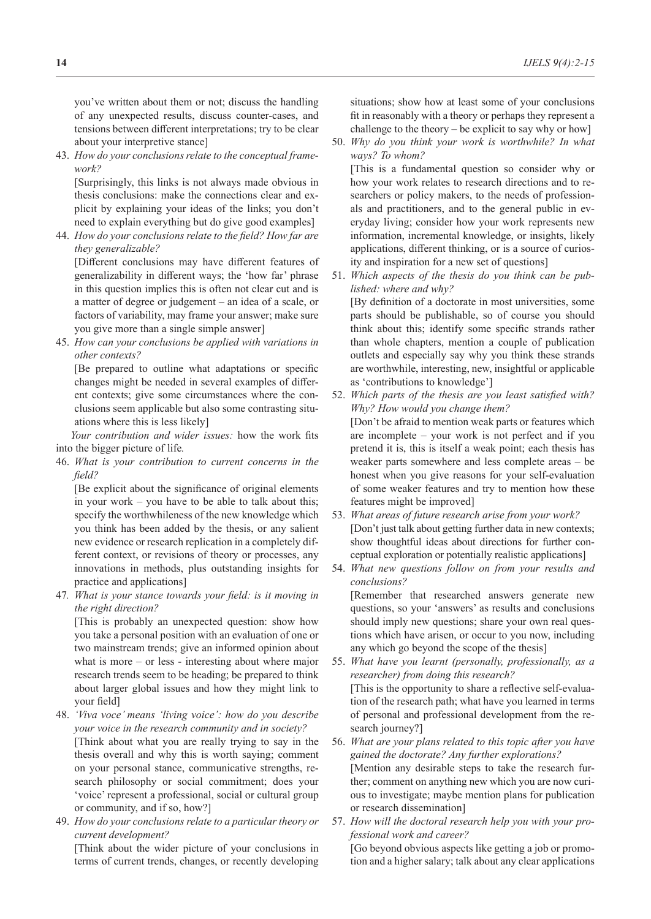you've written about them or not; discuss the handling of any unexpected results, discuss counter-cases, and tensions between different interpretations; try to be clear about your interpretive stance]

43. *How do your conclusions relate to the conceptual framework?*

    [Surprisingly, this links is not always made obvious in thesis conclusions: make the connections clear and explicit by explaining your ideas of the links; you don't need to explain everything but do give good examples]

44. *How do your conclusions relate to the field? How far are they generalizable?*

    [Different conclusions may have different features of generalizability in different ways; the 'how far' phrase in this question implies this is often not clear cut and is a matter of degree or judgement – an idea of a scale, or factors of variability, may frame your answer; make sure you give more than a single simple answer]

45. *How can your conclusions be applied with variations in other contexts?*

    [Be prepared to outline what adaptations or specific changes might be needed in several examples of different contexts; give some circumstances where the conclusions seem applicable but also some contrasting situations where this is less likely]

*Your contribution and wider issues:* how the work fits into the bigger picture of life*.*

46. *What is your contribution to current concerns in the field?*

    [Be explicit about the significance of original elements in your work – you have to be able to talk about this; specify the worthwhileness of the new knowledge which you think has been added by the thesis, or any salient new evidence or research replication in a completely different context, or revisions of theory or processes, any innovations in methods, plus outstanding insights for practice and applications]

47. *What is your stance towards your field: is it moving in the right direction?*

    [This is probably an unexpected question: show how you take a personal position with an evaluation of one or two mainstream trends; give an informed opinion about what is more – or less - interesting about where major research trends seem to be heading; be prepared to think about larger global issues and how they might link to your field]

48. *'Viva voce' means 'living voice': how do you describe your voice in the research community and in society?*

    [Think about what you are really trying to say in the thesis overall and why this is worth saying; comment on your personal stance, communicative strengths, research philosophy or social commitment; does your 'voice' represent a professional, social or cultural group or community, and if so, how?]

49. *How do your conclusions relate to a particular theory or current development?*

    [Think about the wider picture of your conclusions in terms of current trends, changes, or recently developing situations; show how at least some of your conclusions fit in reasonably with a theory or perhaps they represent a challenge to the theory – be explicit to say why or how]

50. *Why do you think your work is worthwhile? In what ways? To whom?*

    [This is a fundamental question so consider why or how your work relates to research directions and to researchers or policy makers, to the needs of professionals and practitioners, and to the general public in everyday living; consider how your work represents new information, incremental knowledge, or insights, likely applications, different thinking, or is a source of curiosity and inspiration for a new set of questions]

51. *Which aspects of the thesis do you think can be published: where and why?*

    [By definition of a doctorate in most universities, some parts should be publishable, so of course you should think about this; identify some specific strands rather than whole chapters, mention a couple of publication outlets and especially say why you think these strands are worthwhile, interesting, new, insightful or applicable as 'contributions to knowledge']

52. *Which parts of the thesis are you least satisfied with? Why? How would you change them?*

    [Don't be afraid to mention weak parts or features which are incomplete – your work is not perfect and if you pretend it is, this is itself a weak point; each thesis has weaker parts somewhere and less complete areas – be honest when you give reasons for your self-evaluation of some weaker features and try to mention how these features might be improved]

53. *What areas of future research arise from your work?*

    [Don't just talk about getting further data in new contexts; show thoughtful ideas about directions for further conceptual exploration or potentially realistic applications]

54. *What new questions follow on from your results and conclusions?*

    [Remember that researched answers generate new questions, so your 'answers' as results and conclusions should imply new questions; share your own real questions which have arisen, or occur to you now, including any which go beyond the scope of the thesis]

55. *What have you learnt (personally, professionally, as a researcher) from doing this research?*

    [This is the opportunity to share a reflective self-evaluation of the research path; what have you learned in terms of personal and professional development from the research journey?]

56. *What are your plans related to this topic after you have gained the doctorate? Any further explorations?*

    [Mention any desirable steps to take the research further; comment on anything new which you are now curious to investigate; maybe mention plans for publication or research dissemination]

57. *How will the doctoral research help you with your professional work and career?*

    [Go beyond obvious aspects like getting a job or promotion and a higher salary; talk about any clear applications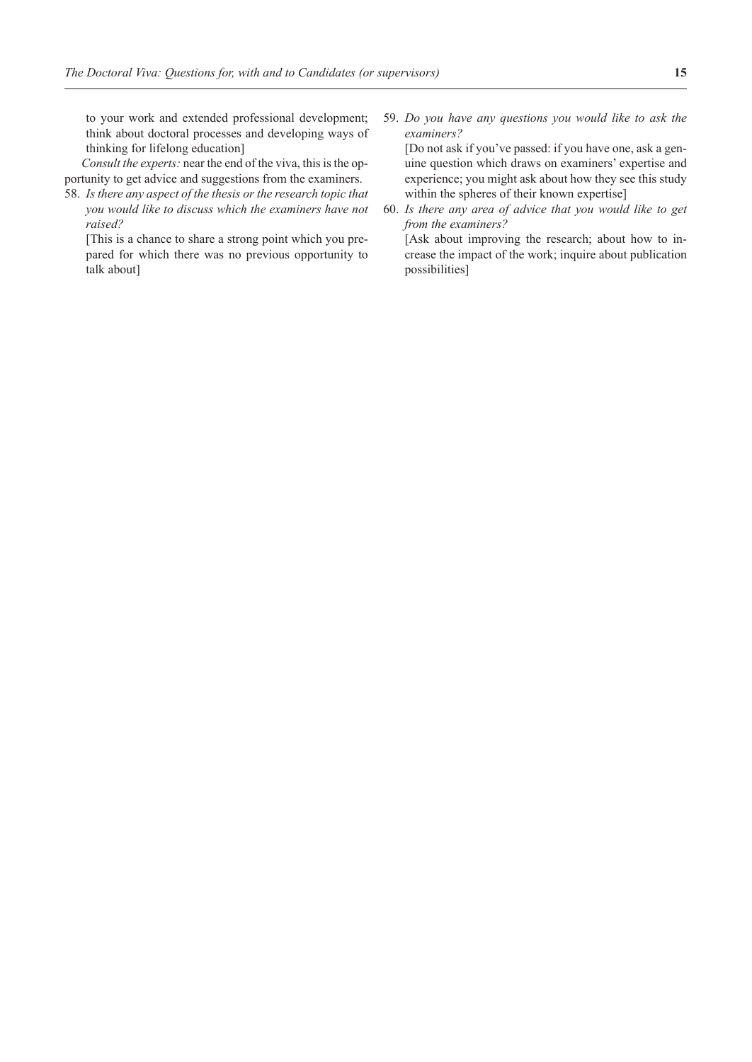to your work and extended professional development; think about doctoral processes and developing ways of thinking for lifelong education]

*Consult the experts:* near the end of the viva, this is the opportunity to get advice and suggestions from the examiners.

58. *Is there any aspect of the thesis or the research topic that you would like to discuss which the examiners have not raised?*

    [This is a chance to share a strong point which you prepared for which there was no previous opportunity to talk about]

59. *Do you have any questions you would like to ask the examiners?*

    [Do not ask if you've passed: if you have one, ask a genuine question which draws on examiners' expertise and experience; you might ask about how they see this study within the spheres of their known expertise]

60. *Is there any area of advice that you would like to get from the examiners?*

    [Ask about improving the research; about how to increase the impact of the work; inquire about publication possibilities]